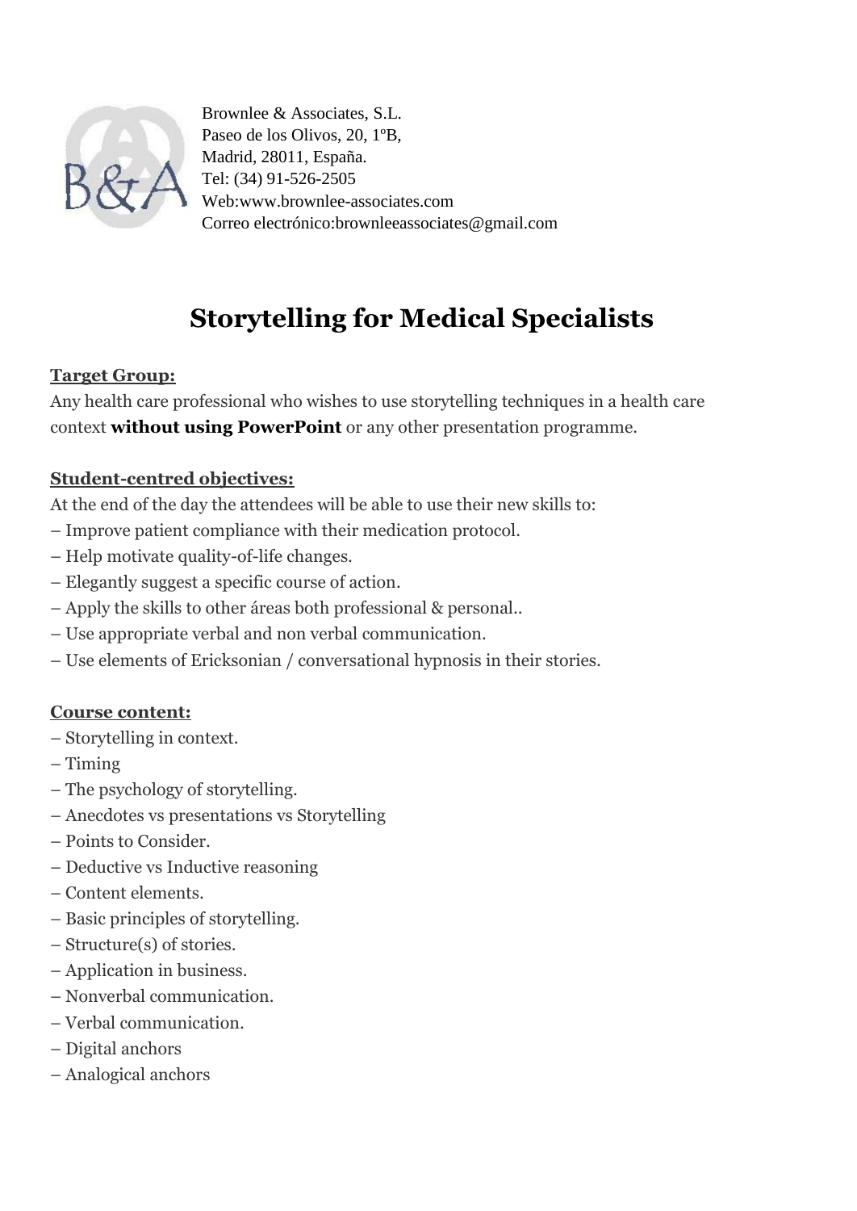Brownlee & Associates, S.L.
Paseo de los Olivos, 20, 1ºB,
Madrid, 28011, España.
Tel: (34) 91-526-2505
Web:www.brownlee-associates.com
Correo electrónico:brownleeassociates@gmail.com

# Storytelling for Medical Specialists

**Target Group:**

Any health care professional who wishes to use storytelling techniques in a health care context **without using PowerPoint** or any other presentation programme.

**Student-centred objectives:**

At the end of the day the attendees will be able to use their new skills to:

– Improve patient compliance with their medication protocol.
– Help motivate quality-of-life changes.
– Elegantly suggest a specific course of action.
– Apply the skills to other áreas both professional & personal..
– Use appropriate verbal and non verbal communication.
– Use elements of Ericksonian / conversational hypnosis in their stories.

**Course content:**

– Storytelling in context.
– Timing
– The psychology of storytelling.
– Anecdotes vs presentations vs Storytelling
– Points to Consider.
– Deductive vs Inductive reasoning
– Content elements.
– Basic principles of storytelling.
– Structure(s) of stories.
– Application in business.
– Nonverbal communication.
– Verbal communication.
– Digital anchors
– Analogical anchors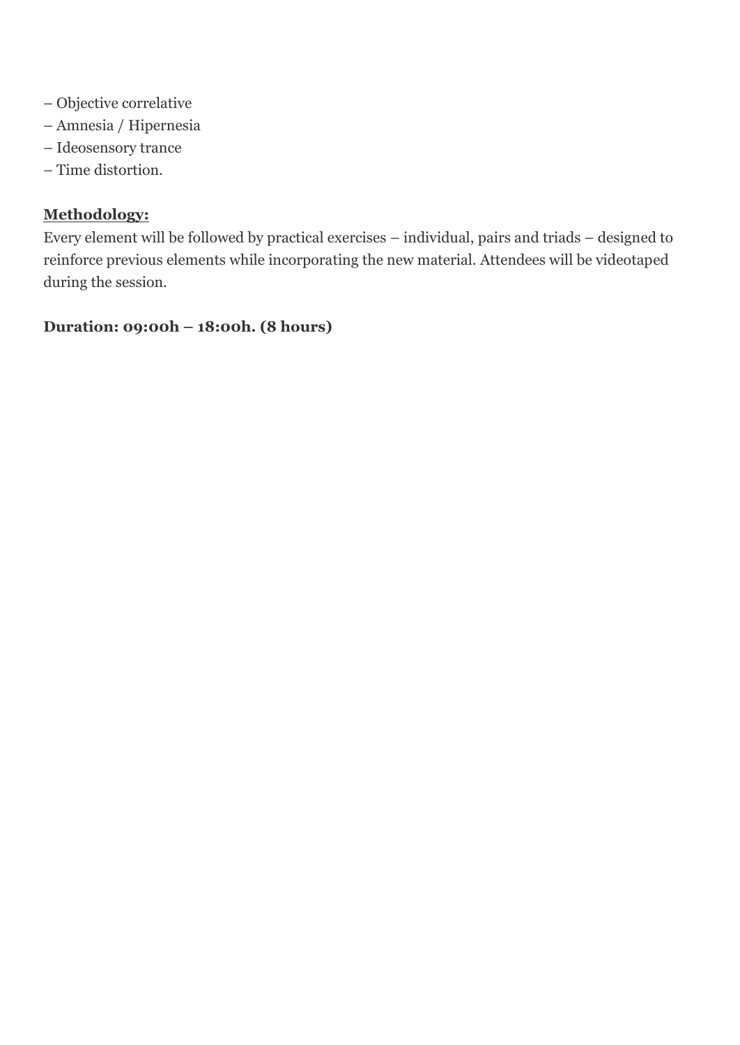– Objective correlative
– Amnesia / Hipernesia
– Ideosensory trance
– Time distortion.

**Methodology:**

Every element will be followed by practical exercises – individual, pairs and triads – designed to reinforce previous elements while incorporating the new material. Attendees will be videotaped during the session.

**Duration: 09:00h – 18:00h. (8 hours)**